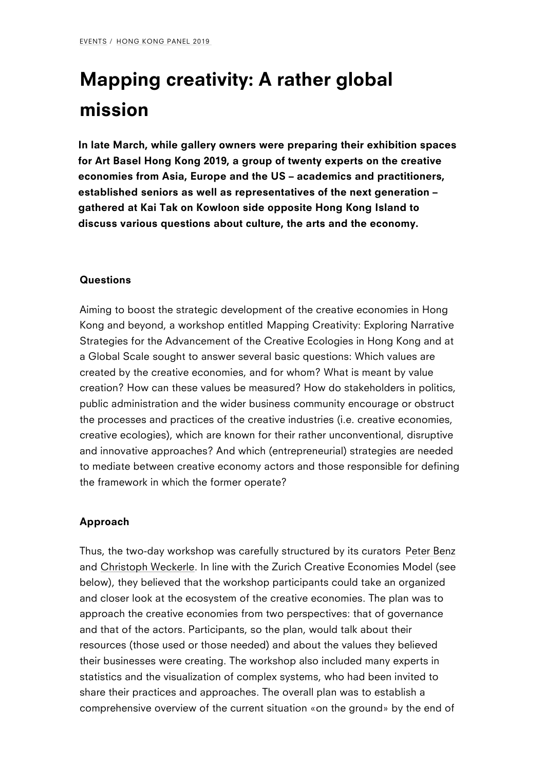EVENTS / HONG KONG PANEL 2019

# Mapping creativity: A rather global mission

**In late March, while gallery owners were preparing their exhibition spaces for Art Basel Hong Kong 2019, a group of twenty experts on the creative economies from Asia, Europe and the US – academics and practitioners, established seniors as well as representatives of the next generation – gathered at Kai Tak on Kowloon side opposite Hong Kong Island to discuss various questions about culture, the arts and the economy.**

### Questions

Aiming to boost the strategic development of the creative economies in Hong Kong and beyond, a workshop entitled Mapping Creativity: Exploring Narrative Strategies for the Advancement of the Creative Ecologies in Hong Kong and at a Global Scale sought to answer several basic questions: Which values are created by the creative economies, and for whom? What is meant by value creation? How can these values be measured? How do stakeholders in politics, public administration and the wider business community encourage or obstruct the processes and practices of the creative industries (i.e. creative economies, creative ecologies), which are known for their rather unconventional, disruptive and innovative approaches? And which (entrepreneurial) strategies are needed to mediate between creative economy actors and those responsible for defining the framework in which the former operate?

### Approach

Thus, the two-day workshop was carefully structured by its curators Peter Benz and Christoph Weckerle. In line with the Zurich Creative Economies Model (see below), they believed that the workshop participants could take an organized and closer look at the ecosystem of the creative economies. The plan was to approach the creative economies from two perspectives: that of governance and that of the actors. Participants, so the plan, would talk about their resources (those used or those needed) and about the values they believed their businesses were creating. The workshop also included many experts in statistics and the visualization of complex systems, who had been invited to share their practices and approaches. The overall plan was to establish a comprehensive overview of the current situation «on the ground» by the end of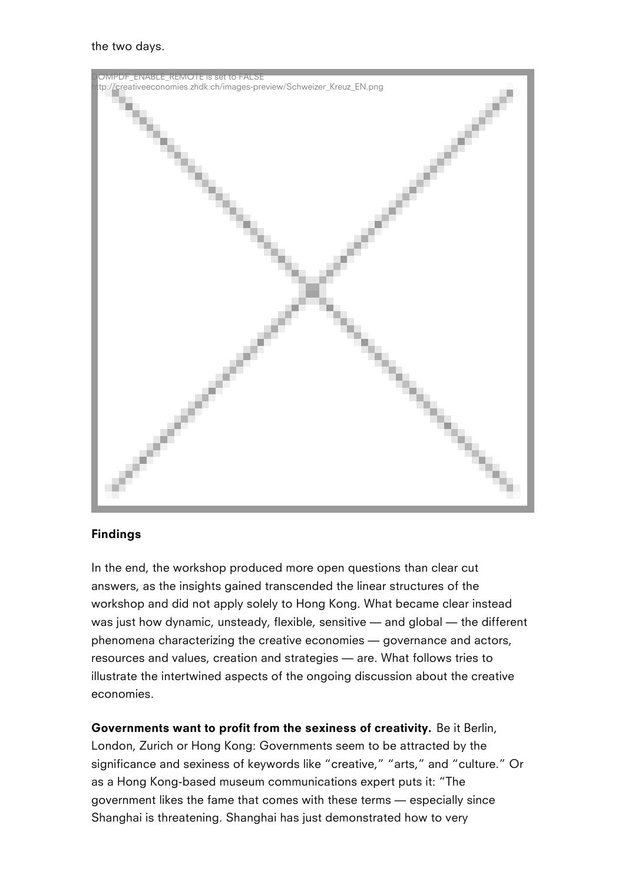the two days.

## Findings

In the end, the workshop produced more open questions than clear cut answers, as the insights gained transcended the linear structures of the workshop and did not apply solely to Hong Kong. What became clear instead was just how dynamic, unsteady, flexible, sensitive — and global — the different phenomena characterizing the creative economies — governance and actors, resources and values, creation and strategies — are. What follows tries to illustrate the intertwined aspects of the ongoing discussion about the creative economies.

**Governments want to profit from the sexiness of creativity.** Be it Berlin, London, Zurich or Hong Kong: Governments seem to be attracted by the significance and sexiness of keywords like "creative," "arts," and "culture." Or as a Hong Kong-based museum communications expert puts it: "The government likes the fame that comes with these terms — especially since Shanghai is threatening. Shanghai has just demonstrated how to very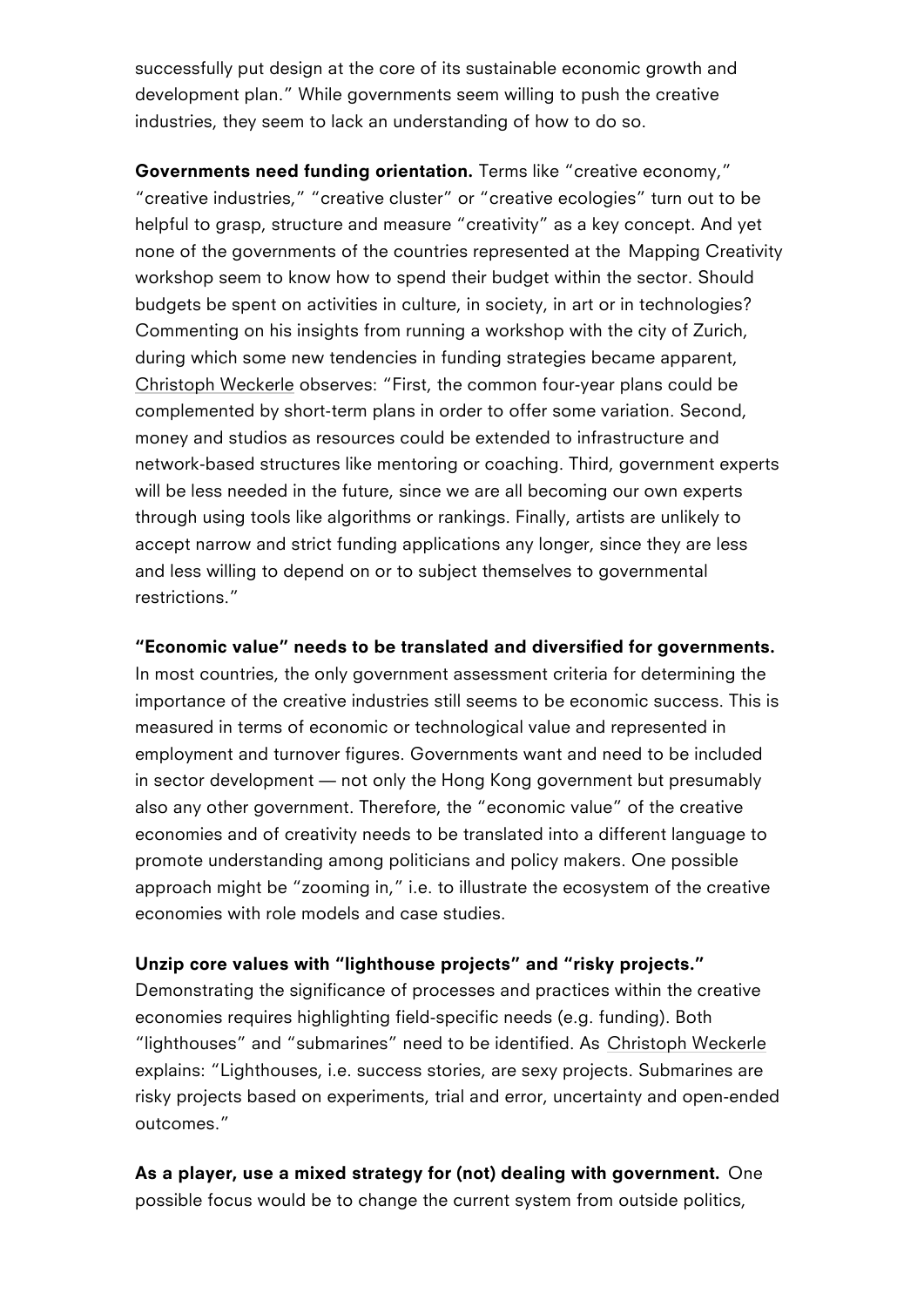successfully put design at the core of its sustainable economic growth and development plan." While governments seem willing to push the creative industries, they seem to lack an understanding of how to do so.

**Governments need funding orientation.** Terms like "creative economy," "creative industries," "creative cluster" or "creative ecologies" turn out to be helpful to grasp, structure and measure "creativity" as a key concept. And yet none of the governments of the countries represented at the Mapping Creativity workshop seem to know how to spend their budget within the sector. Should budgets be spent on activities in culture, in society, in art or in technologies? Commenting on his insights from running a workshop with the city of Zurich, during which some new tendencies in funding strategies became apparent, Christoph Weckerle observes: "First, the common four-year plans could be complemented by short-term plans in order to offer some variation. Second, money and studios as resources could be extended to infrastructure and network-based structures like mentoring or coaching. Third, government experts will be less needed in the future, since we are all becoming our own experts through using tools like algorithms or rankings. Finally, artists are unlikely to accept narrow and strict funding applications any longer, since they are less and less willing to depend on or to subject themselves to governmental restrictions."

**"Economic value" needs to be translated and diversified for governments.** In most countries, the only government assessment criteria for determining the importance of the creative industries still seems to be economic success. This is measured in terms of economic or technological value and represented in employment and turnover figures. Governments want and need to be included in sector development — not only the Hong Kong government but presumably also any other government. Therefore, the "economic value" of the creative economies and of creativity needs to be translated into a different language to promote understanding among politicians and policy makers. One possible approach might be "zooming in," i.e. to illustrate the ecosystem of the creative economies with role models and case studies.

**Unzip core values with "lighthouse projects" and "risky projects."** Demonstrating the significance of processes and practices within the creative economies requires highlighting field-specific needs (e.g. funding). Both "lighthouses" and "submarines" need to be identified. As Christoph Weckerle explains: "Lighthouses, i.e. success stories, are sexy projects. Submarines are risky projects based on experiments, trial and error, uncertainty and open-ended outcomes."

**As a player, use a mixed strategy for (not) dealing with government.** One possible focus would be to change the current system from outside politics,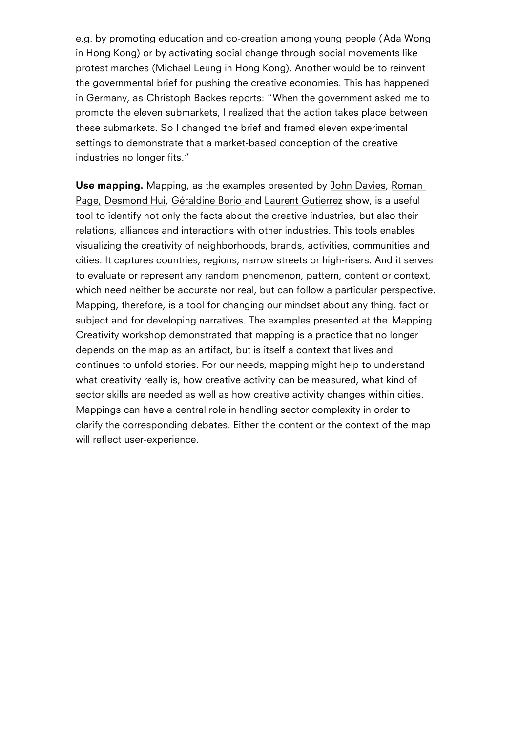e.g. by promoting education and co-creation among young people (Ada Wong in Hong Kong) or by activating social change through social movements like protest marches (Michael Leung in Hong Kong). Another would be to reinvent the governmental brief for pushing the creative economies. This has happened in Germany, as Christoph Backes reports: "When the government asked me to promote the eleven submarkets, I realized that the action takes place between these submarkets. So I changed the brief and framed eleven experimental settings to demonstrate that a market-based conception of the creative industries no longer fits."

**Use mapping.** Mapping, as the examples presented by John Davies, Roman Page, Desmond Hui, Géraldine Borio and Laurent Gutierrez show, is a useful tool to identify not only the facts about the creative industries, but also their relations, alliances and interactions with other industries. This tools enables visualizing the creativity of neighborhoods, brands, activities, communities and cities. It captures countries, regions, narrow streets or high-risers. And it serves to evaluate or represent any random phenomenon, pattern, content or context, which need neither be accurate nor real, but can follow a particular perspective. Mapping, therefore, is a tool for changing our mindset about any thing, fact or subject and for developing narratives. The examples presented at the Mapping Creativity workshop demonstrated that mapping is a practice that no longer depends on the map as an artifact, but is itself a context that lives and continues to unfold stories. For our needs, mapping might help to understand what creativity really is, how creative activity can be measured, what kind of sector skills are needed as well as how creative activity changes within cities. Mappings can have a central role in handling sector complexity in order to clarify the corresponding debates. Either the content or the context of the map will reflect user-experience.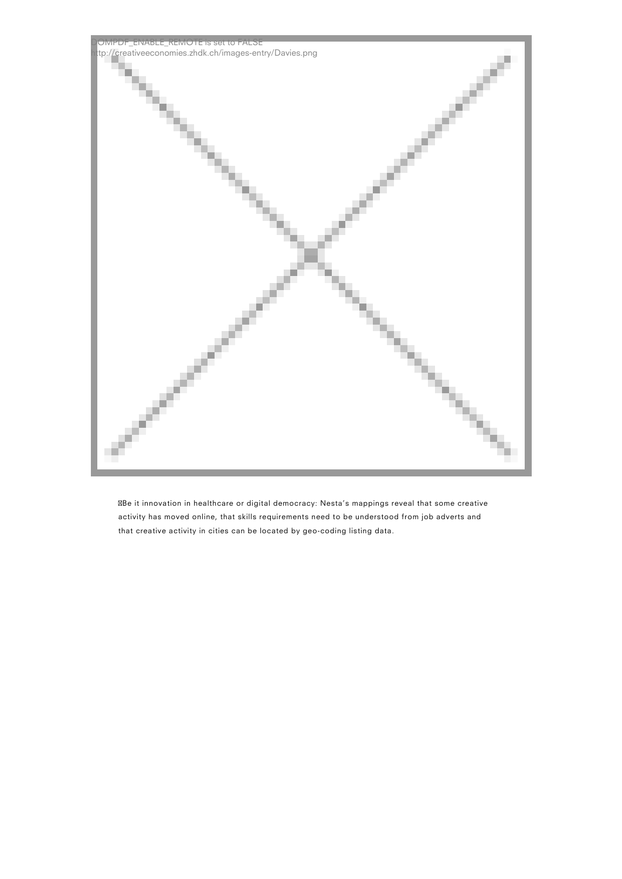DOMPDF_ENABLE_REMOTE is set to FALSE
http://creativeeconomies.zhdk.ch/images-entry/Davies.png

Be it innovation in healthcare or digital democracy: Nesta's mappings reveal that some creative activity has moved online, that skills requirements need to be understood from job adverts and that creative activity in cities can be located by geo-coding listing data.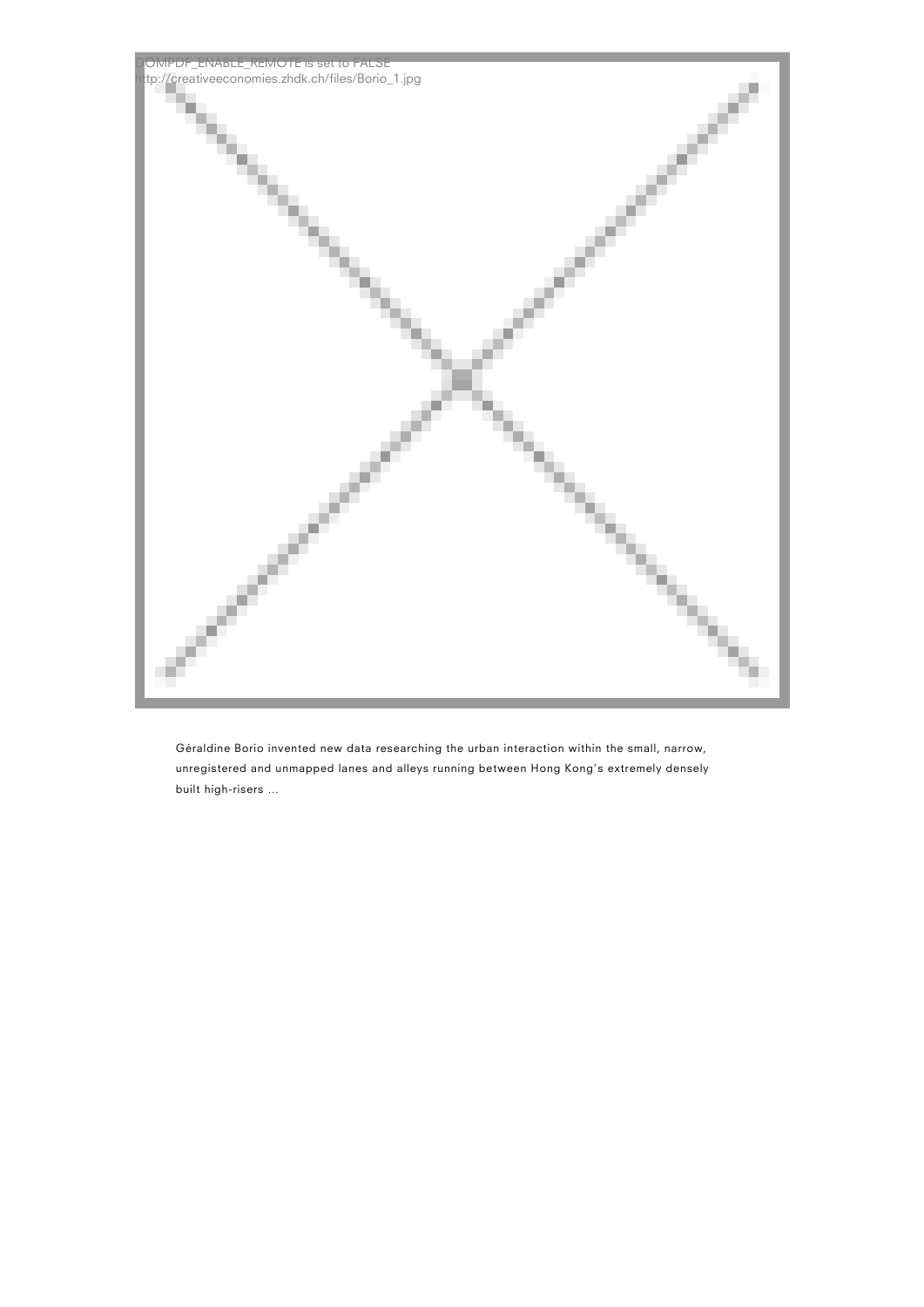Géraldine Borio invented new data researching the urban interaction within the small, narrow, unregistered and unmapped lanes and alleys running between Hong Kong's extremely densely built high-risers ...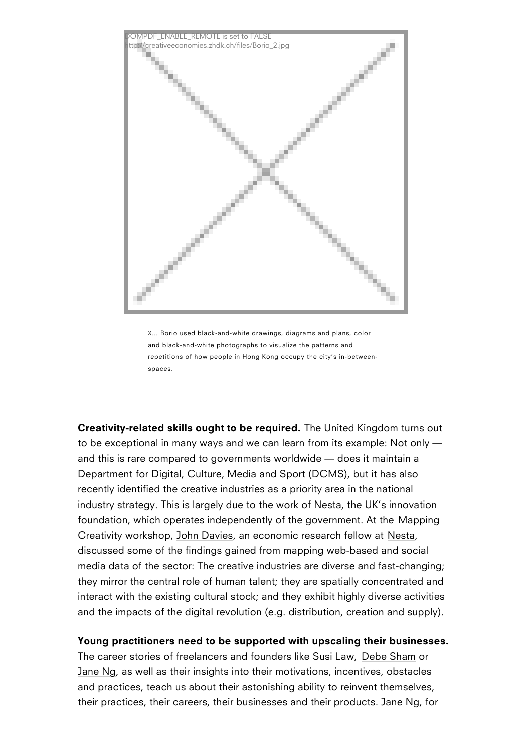… Borio used black-and-white drawings, diagrams and plans, color and black-and-white photographs to visualize the patterns and repetitions of how people in Hong Kong occupy the city's in-between-spaces.

**Creativity-related skills ought to be required.** The United Kingdom turns out to be exceptional in many ways and we can learn from its example: Not only — and this is rare compared to governments worldwide — does it maintain a Department for Digital, Culture, Media and Sport (DCMS), but it has also recently identified the creative industries as a priority area in the national industry strategy. This is largely due to the work of Nesta, the UK's innovation foundation, which operates independently of the government. At the Mapping Creativity workshop, John Davies, an economic research fellow at Nesta, discussed some of the findings gained from mapping web-based and social media data of the sector: The creative industries are diverse and fast-changing; they mirror the central role of human talent; they are spatially concentrated and interact with the existing cultural stock; and they exhibit highly diverse activities and the impacts of the digital revolution (e.g. distribution, creation and supply).

**Young practitioners need to be supported with upscaling their businesses.** The career stories of freelancers and founders like Susi Law, Debe Sham or Jane Ng, as well as their insights into their motivations, incentives, obstacles and practices, teach us about their astonishing ability to reinvent themselves, their practices, their careers, their businesses and their products. Jane Ng, for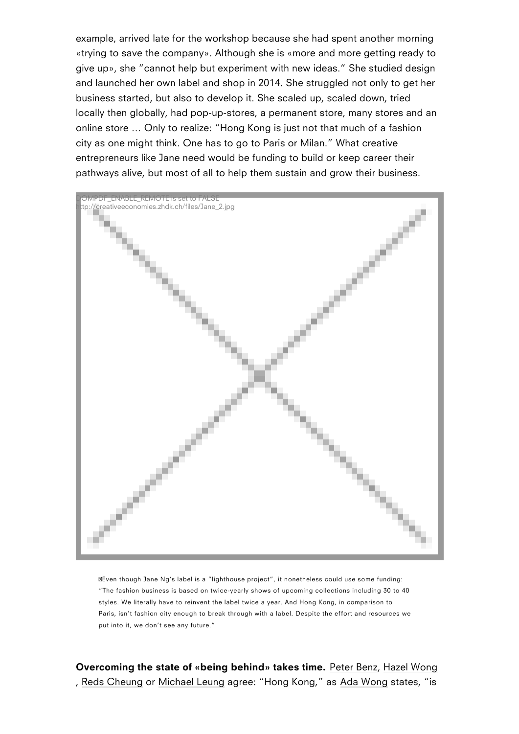example, arrived late for the workshop because she had spent another morning «trying to save the company». Although she is «more and more getting ready to give up», she "cannot help but experiment with new ideas." She studied design and launched her own label and shop in 2014. She struggled not only to get her business started, but also to develop it. She scaled up, scaled down, tried locally then globally, had pop-up-stores, a permanent store, many stores and an online store … Only to realize: "Hong Kong is just not that much of a fashion city as one might think. One has to go to Paris or Milan." What creative entrepreneurs like Jane need would be funding to build or keep career their pathways alive, but most of all to help them sustain and grow their business.

DOMPDF_ENABLE_REMOTE is set to FALSE
http://creativeeconomies.zhdk.ch/files/Jane_2.jpg

Even though Jane Ng's label is a "lighthouse project", it nonetheless could use some funding: "The fashion business is based on twice-yearly shows of upcoming collections including 30 to 40 styles. We literally have to reinvent the label twice a year. And Hong Kong, in comparison to Paris, isn't fashion city enough to break through with a label. Despite the effort and resources we put into it, we don't see any future."

**Overcoming the state of «being behind» takes time.** Peter Benz, Hazel Wong, Reds Cheung or Michael Leung agree: "Hong Kong," as Ada Wong states, "is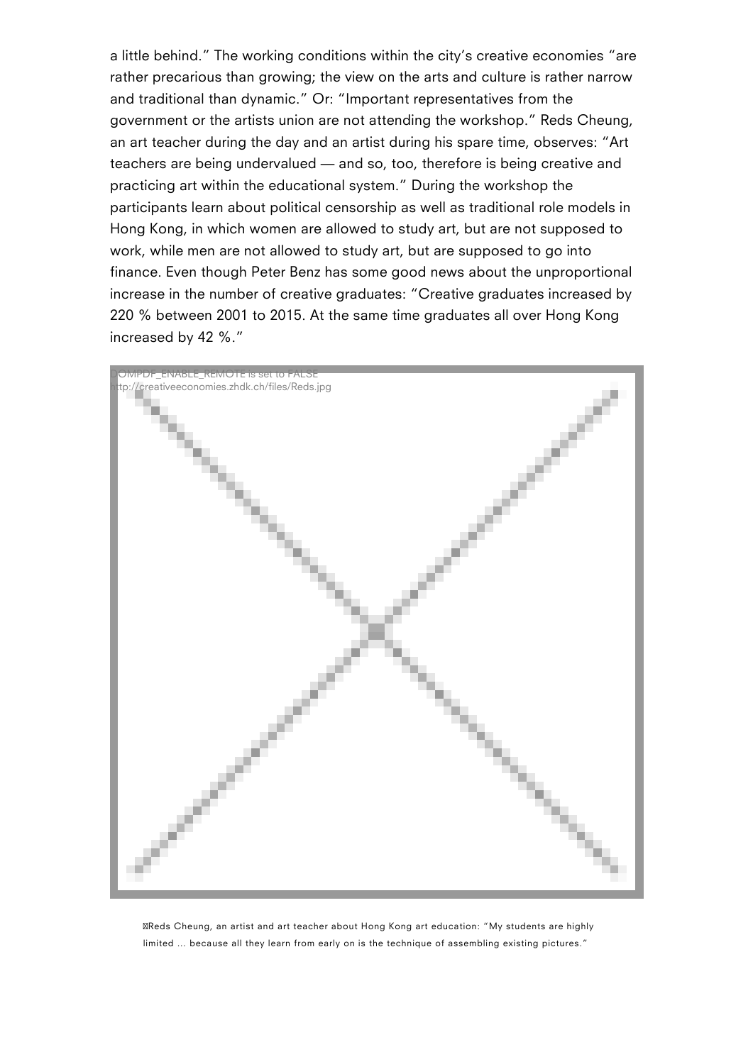a little behind." The working conditions within the city's creative economies "are rather precarious than growing; the view on the arts and culture is rather narrow and traditional than dynamic." Or: "Important representatives from the government or the artists union are not attending the workshop." Reds Cheung, an art teacher during the day and an artist during his spare time, observes: "Art teachers are being undervalued — and so, too, therefore is being creative and practicing art within the educational system." During the workshop the participants learn about political censorship as well as traditional role models in Hong Kong, in which women are allowed to study art, but are not supposed to work, while men are not allowed to study art, but are supposed to go into finance. Even though Peter Benz has some good news about the unproportional increase in the number of creative graduates: "Creative graduates increased by 220 % between 2001 to 2015. At the same time graduates all over Hong Kong increased by 42 %."

DOMPDF_ENABLE_REMOTE is set to FALSE
http://creativeeconomies.zhdk.ch/files/Reds.jpg

Reds Cheung, an artist and art teacher about Hong Kong art education: "My students are highly limited ... because all they learn from early on is the technique of assembling existing pictures."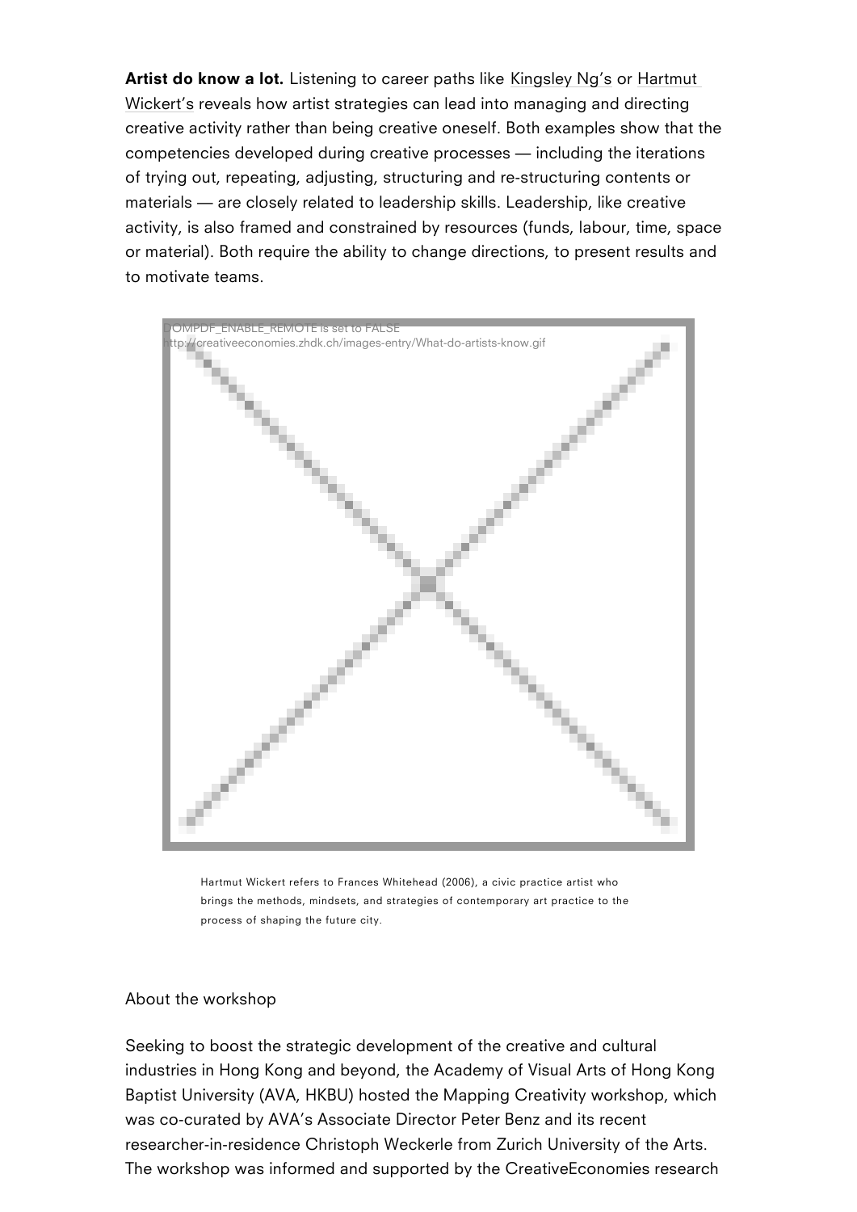**Artist do know a lot.** Listening to career paths like Kingsley Ng's or Hartmut Wickert's reveals how artist strategies can lead into managing and directing creative activity rather than being creative oneself. Both examples show that the competencies developed during creative processes — including the iterations of trying out, repeating, adjusting, structuring and re-structuring contents or materials — are closely related to leadership skills. Leadership, like creative activity, is also framed and constrained by resources (funds, labour, time, space or material). Both require the ability to change directions, to present results and to motivate teams.

DOMPDF_ENABLE_REMOTE is set to FALSE
http://creativeeconomies.zhdk.ch/images-entry/What-do-artists-know.gif

Hartmut Wickert refers to Frances Whitehead (2006), a civic practice artist who brings the methods, mindsets, and strategies of contemporary art practice to the process of shaping the future city.

About the workshop

Seeking to boost the strategic development of the creative and cultural industries in Hong Kong and beyond, the Academy of Visual Arts of Hong Kong Baptist University (AVA, HKBU) hosted the Mapping Creativity workshop, which was co-curated by AVA's Associate Director Peter Benz and its recent researcher-in-residence Christoph Weckerle from Zurich University of the Arts. The workshop was informed and supported by the CreativeEconomies research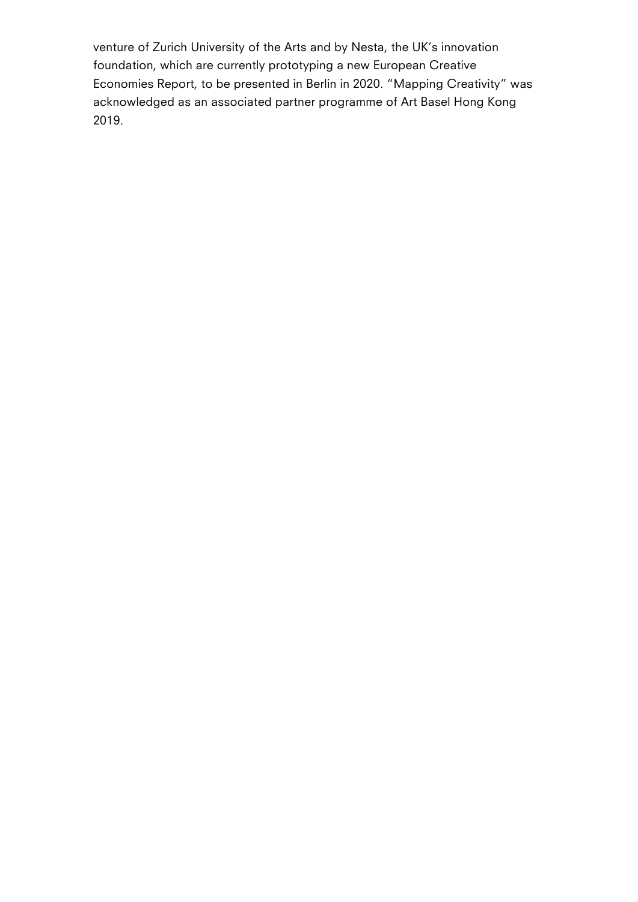venture of Zurich University of the Arts and by Nesta, the UK's innovation foundation, which are currently prototyping a new European Creative Economies Report, to be presented in Berlin in 2020. "Mapping Creativity" was acknowledged as an associated partner programme of Art Basel Hong Kong 2019.